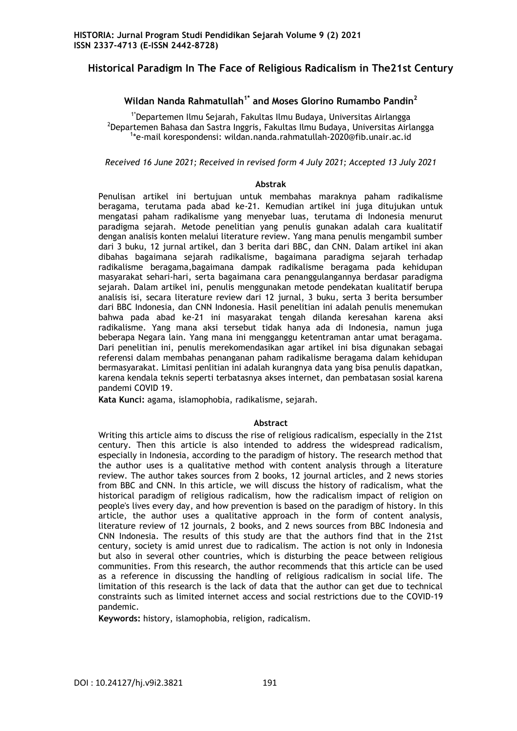# Historical Paradigm In The Face of Religious Radicalism in The21st Century

**Wildan Nanda Rahmatullah[1*] and Moses Glorino Rumambo Pandin[2]**

[1*]Departemen Ilmu Sejarah, Fakultas Ilmu Budaya, Universitas Airlangga
[2]Departemen Bahasa dan Sastra Inggris, Fakultas Ilmu Budaya, Universitas Airlangga
[1]*e-mail korespondensi: wildan.nanda.rahmatullah-2020@fib.unair.ac.id

*Received 16 June 2021; Received in revised form 4 July 2021; Accepted 13 July 2021*

## Abstrak

Penulisan artikel ini bertujuan untuk membahas maraknya paham radikalisme beragama, terutama pada abad ke-21. Kemudian artikel ini juga ditujukan untuk mengatasi paham radikalisme yang menyebar luas, terutama di Indonesia menurut paradigma sejarah. Metode penelitian yang penulis gunakan adalah cara kualitatif dengan analisis konten melalui literature review. Yang mana penulis mengambil sumber dari 3 buku, 12 jurnal artikel, dan 3 berita dari BBC, dan CNN. Dalam artikel ini akan dibahas bagaimana sejarah radikalisme, bagaimana paradigma sejarah terhadap radikalisme beragama,bagaimana dampak radikalisme beragama pada kehidupan masyarakat sehari-hari, serta bagaimana cara penanggulangannya berdasar paradigma sejarah. Dalam artikel ini, penulis menggunakan metode pendekatan kualitatif berupa analisis isi, secara literature review dari 12 jurnal, 3 buku, serta 3 berita bersumber dari BBC Indonesia, dan CNN Indonesia. Hasil penelitian ini adalah penulis menemukan bahwa pada abad ke-21 ini masyarakat tengah dilanda keresahan karena aksi radikalisme. Yang mana aksi tersebut tidak hanya ada di Indonesia, namun juga beberapa Negara lain. Yang mana ini mengganggu ketentraman antar umat beragama. Dari penelitian ini, penulis merekomendasikan agar artikel ini bisa digunakan sebagai referensi dalam membahas penanganan paham radikalisme beragama dalam kehidupan bermasyarakat. Limitasi penlitian ini adalah kurangnya data yang bisa penulis dapatkan, karena kendala teknis seperti terbatasnya akses internet, dan pembatasan sosial karena pandemi COVID 19.

**Kata Kunci:** agama, islamophobia, radikalisme, sejarah.

## Abstract

Writing this article aims to discuss the rise of religious radicalism, especially in the 21st century. Then this article is also intended to address the widespread radicalism, especially in Indonesia, according to the paradigm of history. The research method that the author uses is a qualitative method with content analysis through a literature review. The author takes sources from 2 books, 12 journal articles, and 2 news stories from BBC and CNN. In this article, we will discuss the history of radicalism, what the historical paradigm of religious radicalism, how the radicalism impact of religion on people's lives every day, and how prevention is based on the paradigm of history. In this article, the author uses a qualitative approach in the form of content analysis, literature review of 12 journals, 2 books, and 2 news sources from BBC Indonesia and CNN Indonesia. The results of this study are that the authors find that in the 21st century, society is amid unrest due to radicalism. The action is not only in Indonesia but also in several other countries, which is disturbing the peace between religious communities. From this research, the author recommends that this article can be used as a reference in discussing the handling of religious radicalism in social life. The limitation of this research is the lack of data that the author can get due to technical constraints such as limited internet access and social restrictions due to the COVID-19 pandemic.

**Keywords:** history, islamophobia, religion, radicalism.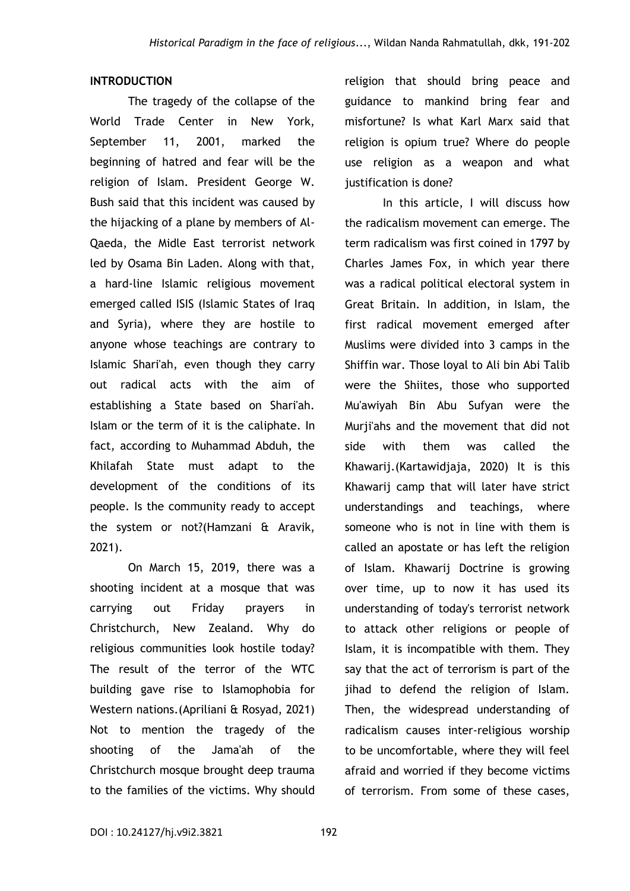## INTRODUCTION

The tragedy of the collapse of the World Trade Center in New York, September 11, 2001, marked the beginning of hatred and fear will be the religion of Islam. President George W. Bush said that this incident was caused by the hijacking of a plane by members of Al-Qaeda, the Midle East terrorist network led by Osama Bin Laden. Along with that, a hard-line Islamic religious movement emerged called ISIS (Islamic States of Iraq and Syria), where they are hostile to anyone whose teachings are contrary to Islamic Shari'ah, even though they carry out radical acts with the aim of establishing a State based on Shari'ah. Islam or the term of it is the caliphate. In fact, according to Muhammad Abduh, the Khilafah State must adapt to the development of the conditions of its people. Is the community ready to accept the system or not?(Hamzani & Aravik, 2021).

On March 15, 2019, there was a shooting incident at a mosque that was carrying out Friday prayers in Christchurch, New Zealand. Why do religious communities look hostile today? The result of the terror of the WTC building gave rise to Islamophobia for Western nations.(Apriliani & Rosyad, 2021) Not to mention the tragedy of the shooting of the Jama'ah of the Christchurch mosque brought deep trauma to the families of the victims. Why should religion that should bring peace and guidance to mankind bring fear and misfortune? Is what Karl Marx said that religion is opium true? Where do people use religion as a weapon and what justification is done?

In this article, I will discuss how the radicalism movement can emerge. The term radicalism was first coined in 1797 by Charles James Fox, in which year there was a radical political electoral system in Great Britain. In addition, in Islam, the first radical movement emerged after Muslims were divided into 3 camps in the Shiffin war. Those loyal to Ali bin Abi Talib were the Shiites, those who supported Mu'awiyah Bin Abu Sufyan were the Murji'ahs and the movement that did not side with them was called the Khawarij.(Kartawidjaja, 2020) It is this Khawarij camp that will later have strict understandings and teachings, where someone who is not in line with them is called an apostate or has left the religion of Islam. Khawarij Doctrine is growing over time, up to now it has used its understanding of today's terrorist network to attack other religions or people of Islam, it is incompatible with them. They say that the act of terrorism is part of the jihad to defend the religion of Islam. Then, the widespread understanding of radicalism causes inter-religious worship to be uncomfortable, where they will feel afraid and worried if they become victims of terrorism. From some of these cases,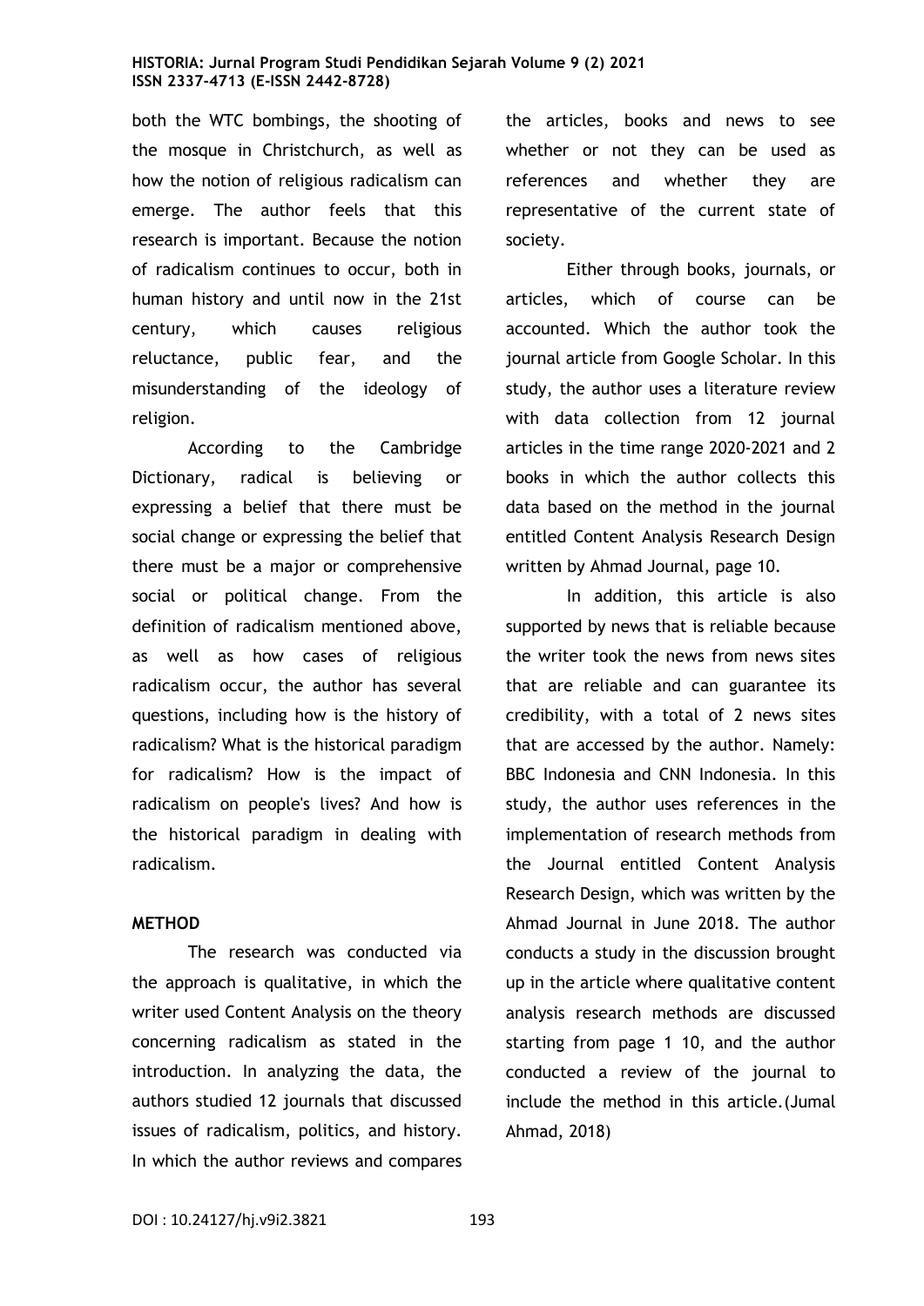both the WTC bombings, the shooting of the mosque in Christchurch, as well as how the notion of religious radicalism can emerge. The author feels that this research is important. Because the notion of radicalism continues to occur, both in human history and until now in the 21st century, which causes religious reluctance, public fear, and the misunderstanding of the ideology of religion.

According to the Cambridge Dictionary, radical is believing or expressing a belief that there must be social change or expressing the belief that there must be a major or comprehensive social or political change. From the definition of radicalism mentioned above, as well as how cases of religious radicalism occur, the author has several questions, including how is the history of radicalism? What is the historical paradigm for radicalism? How is the impact of radicalism on people's lives? And how is the historical paradigm in dealing with radicalism.

## METHOD

The research was conducted via the approach is qualitative, in which the writer used Content Analysis on the theory concerning radicalism as stated in the introduction. In analyzing the data, the authors studied 12 journals that discussed issues of radicalism, politics, and history. In which the author reviews and compares the articles, books and news to see whether or not they can be used as references and whether they are representative of the current state of society.

Either through books, journals, or articles, which of course can be accounted. Which the author took the journal article from Google Scholar. In this study, the author uses a literature review with data collection from 12 journal articles in the time range 2020-2021 and 2 books in which the author collects this data based on the method in the journal entitled Content Analysis Research Design written by Ahmad Journal, page 10.

In addition, this article is also supported by news that is reliable because the writer took the news from news sites that are reliable and can guarantee its credibility, with a total of 2 news sites that are accessed by the author. Namely: BBC Indonesia and CNN Indonesia. In this study, the author uses references in the implementation of research methods from the Journal entitled Content Analysis Research Design, which was written by the Ahmad Journal in June 2018. The author conducts a study in the discussion brought up in the article where qualitative content analysis research methods are discussed starting from page 1 10, and the author conducted a review of the journal to include the method in this article.(Jumal Ahmad, 2018)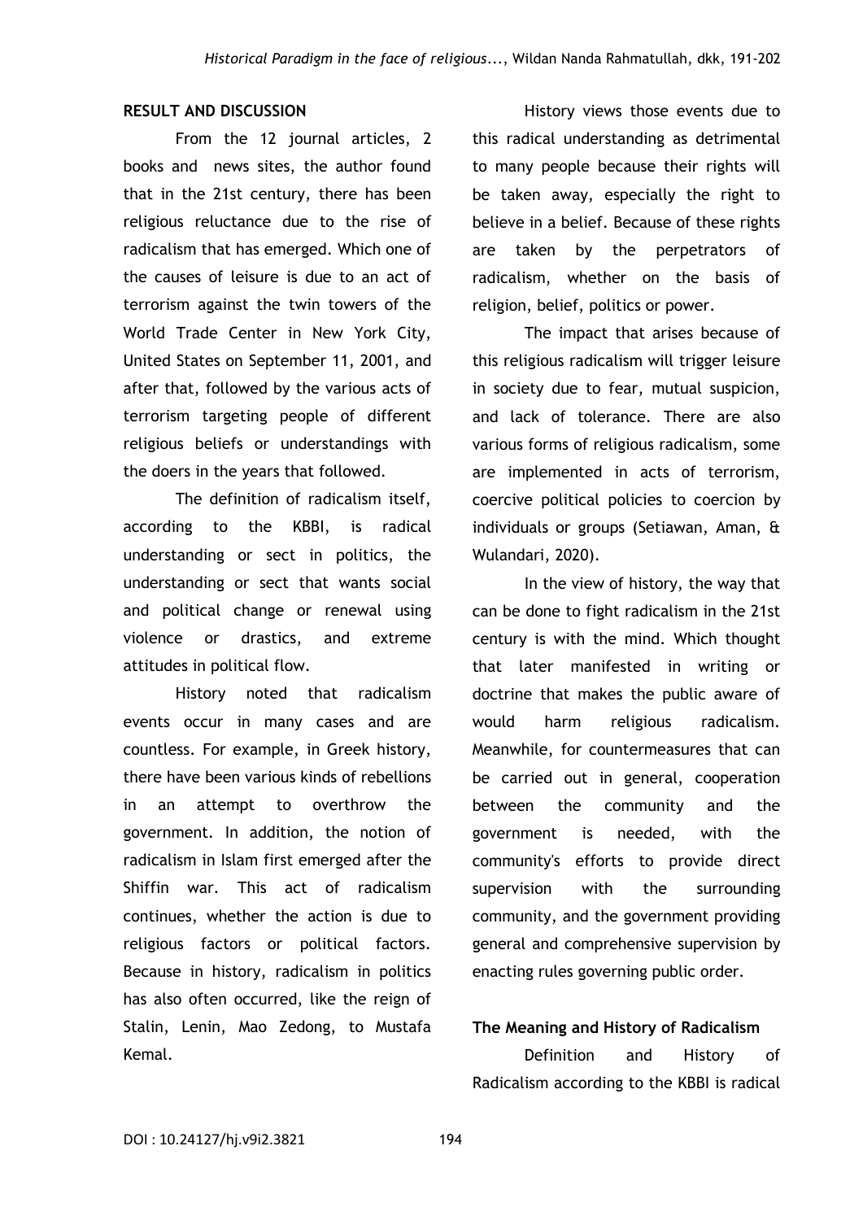## RESULT AND DISCUSSION

From the 12 journal articles, 2 books and news sites, the author found that in the 21st century, there has been religious reluctance due to the rise of radicalism that has emerged. Which one of the causes of leisure is due to an act of terrorism against the twin towers of the World Trade Center in New York City, United States on September 11, 2001, and after that, followed by the various acts of terrorism targeting people of different religious beliefs or understandings with the doers in the years that followed.

The definition of radicalism itself, according to the KBBI, is radical understanding or sect in politics, the understanding or sect that wants social and political change or renewal using violence or drastics, and extreme attitudes in political flow.

History noted that radicalism events occur in many cases and are countless. For example, in Greek history, there have been various kinds of rebellions in an attempt to overthrow the government. In addition, the notion of radicalism in Islam first emerged after the Shiffin war. This act of radicalism continues, whether the action is due to religious factors or political factors. Because in history, radicalism in politics has also often occurred, like the reign of Stalin, Lenin, Mao Zedong, to Mustafa Kemal.

History views those events due to this radical understanding as detrimental to many people because their rights will be taken away, especially the right to believe in a belief. Because of these rights are taken by the perpetrators of radicalism, whether on the basis of religion, belief, politics or power.

The impact that arises because of this religious radicalism will trigger leisure in society due to fear, mutual suspicion, and lack of tolerance. There are also various forms of religious radicalism, some are implemented in acts of terrorism, coercive political policies to coercion by individuals or groups (Setiawan, Aman, & Wulandari, 2020).

In the view of history, the way that can be done to fight radicalism in the 21st century is with the mind. Which thought that later manifested in writing or doctrine that makes the public aware of would harm religious radicalism. Meanwhile, for countermeasures that can be carried out in general, cooperation between the community and the government is needed, with the community's efforts to provide direct supervision with the surrounding community, and the government providing general and comprehensive supervision by enacting rules governing public order.

### The Meaning and History of Radicalism

Definition and History of Radicalism according to the KBBI is radical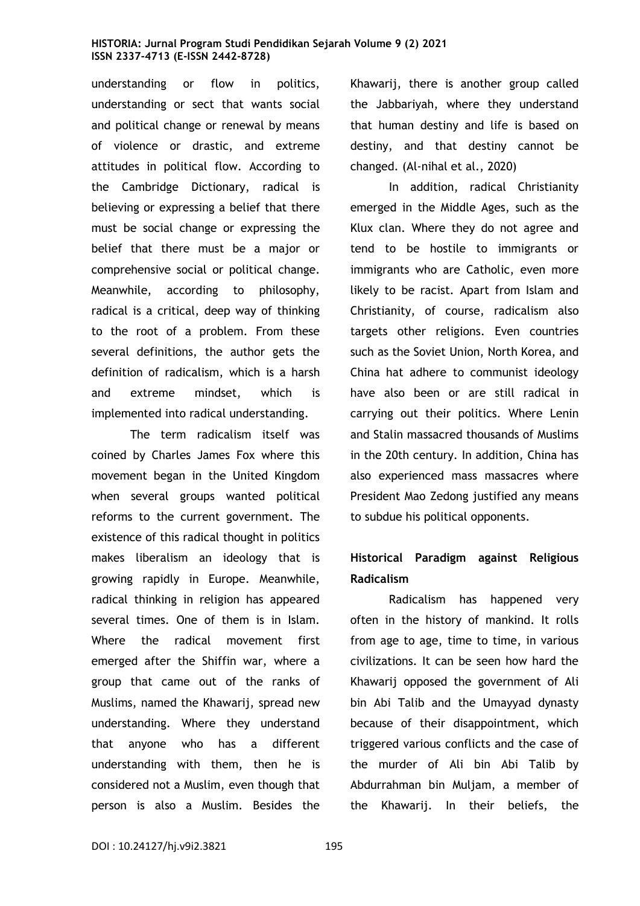understanding or flow in politics, understanding or sect that wants social and political change or renewal by means of violence or drastic, and extreme attitudes in political flow. According to the Cambridge Dictionary, radical is believing or expressing a belief that there must be social change or expressing the belief that there must be a major or comprehensive social or political change. Meanwhile, according to philosophy, radical is a critical, deep way of thinking to the root of a problem. From these several definitions, the author gets the definition of radicalism, which is a harsh and extreme mindset, which is implemented into radical understanding.

The term radicalism itself was coined by Charles James Fox where this movement began in the United Kingdom when several groups wanted political reforms to the current government. The existence of this radical thought in politics makes liberalism an ideology that is growing rapidly in Europe. Meanwhile, radical thinking in religion has appeared several times. One of them is in Islam. Where the radical movement first emerged after the Shiffin war, where a group that came out of the ranks of Muslims, named the Khawarij, spread new understanding. Where they understand that anyone who has a different understanding with them, then he is considered not a Muslim, even though that person is also a Muslim. Besides the Khawarij, there is another group called the Jabbariyah, where they understand that human destiny and life is based on destiny, and that destiny cannot be changed. (Al-nihal et al., 2020)

In addition, radical Christianity emerged in the Middle Ages, such as the Klux clan. Where they do not agree and tend to be hostile to immigrants or immigrants who are Catholic, even more likely to be racist. Apart from Islam and Christianity, of course, radicalism also targets other religions. Even countries such as the Soviet Union, North Korea, and China hat adhere to communist ideology have also been or are still radical in carrying out their politics. Where Lenin and Stalin massacred thousands of Muslims in the 20th century. In addition, China has also experienced mass massacres where President Mao Zedong justified any means to subdue his political opponents.

## Historical Paradigm against Religious Radicalism

Radicalism has happened very often in the history of mankind. It rolls from age to age, time to time, in various civilizations. It can be seen how hard the Khawarij opposed the government of Ali bin Abi Talib and the Umayyad dynasty because of their disappointment, which triggered various conflicts and the case of the murder of Ali bin Abi Talib by Abdurrahman bin Muljam, a member of the Khawarij. In their beliefs, the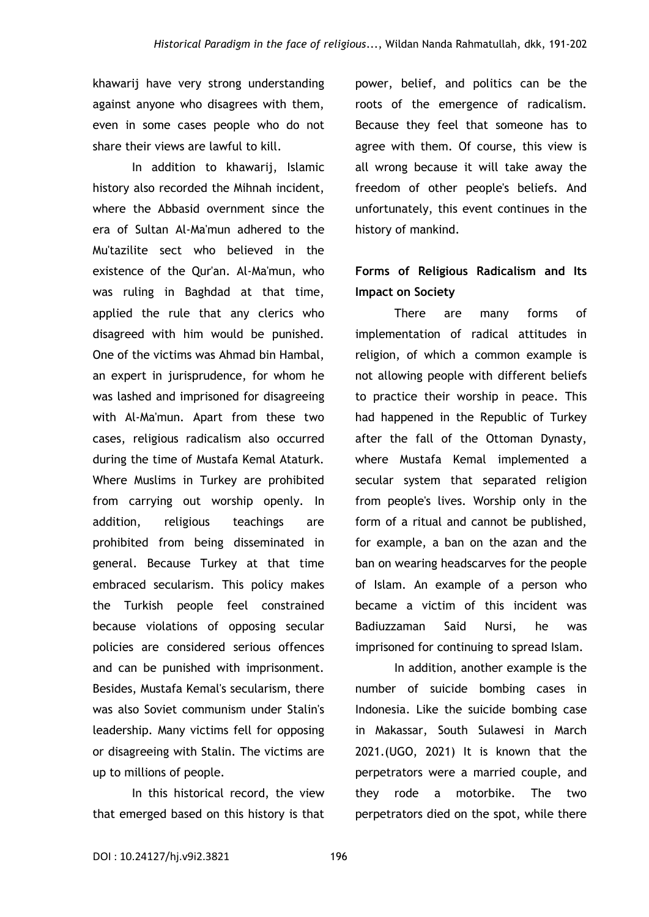khawarij have very strong understanding against anyone who disagrees with them, even in some cases people who do not share their views are lawful to kill.

In addition to khawarij, Islamic history also recorded the Mihnah incident, where the Abbasid overnment since the era of Sultan Al-Ma'mun adhered to the Mu'tazilite sect who believed in the existence of the Qur'an. Al-Ma'mun, who was ruling in Baghdad at that time, applied the rule that any clerics who disagreed with him would be punished. One of the victims was Ahmad bin Hambal, an expert in jurisprudence, for whom he was lashed and imprisoned for disagreeing with Al-Ma'mun. Apart from these two cases, religious radicalism also occurred during the time of Mustafa Kemal Ataturk. Where Muslims in Turkey are prohibited from carrying out worship openly. In addition, religious teachings are prohibited from being disseminated in general. Because Turkey at that time embraced secularism. This policy makes the Turkish people feel constrained because violations of opposing secular policies are considered serious offences and can be punished with imprisonment. Besides, Mustafa Kemal's secularism, there was also Soviet communism under Stalin's leadership. Many victims fell for opposing or disagreeing with Stalin. The victims are up to millions of people.

In this historical record, the view that emerged based on this history is that power, belief, and politics can be the roots of the emergence of radicalism. Because they feel that someone has to agree with them. Of course, this view is all wrong because it will take away the freedom of other people's beliefs. And unfortunately, this event continues in the history of mankind.

## Forms of Religious Radicalism and Its Impact on Society

There are many forms of implementation of radical attitudes in religion, of which a common example is not allowing people with different beliefs to practice their worship in peace. This had happened in the Republic of Turkey after the fall of the Ottoman Dynasty, where Mustafa Kemal implemented a secular system that separated religion from people's lives. Worship only in the form of a ritual and cannot be published, for example, a ban on the azan and the ban on wearing headscarves for the people of Islam. An example of a person who became a victim of this incident was Badiuzzaman Said Nursi, he was imprisoned for continuing to spread Islam.

In addition, another example is the number of suicide bombing cases in Indonesia. Like the suicide bombing case in Makassar, South Sulawesi in March 2021.(UGO, 2021) It is known that the perpetrators were a married couple, and they rode a motorbike. The two perpetrators died on the spot, while there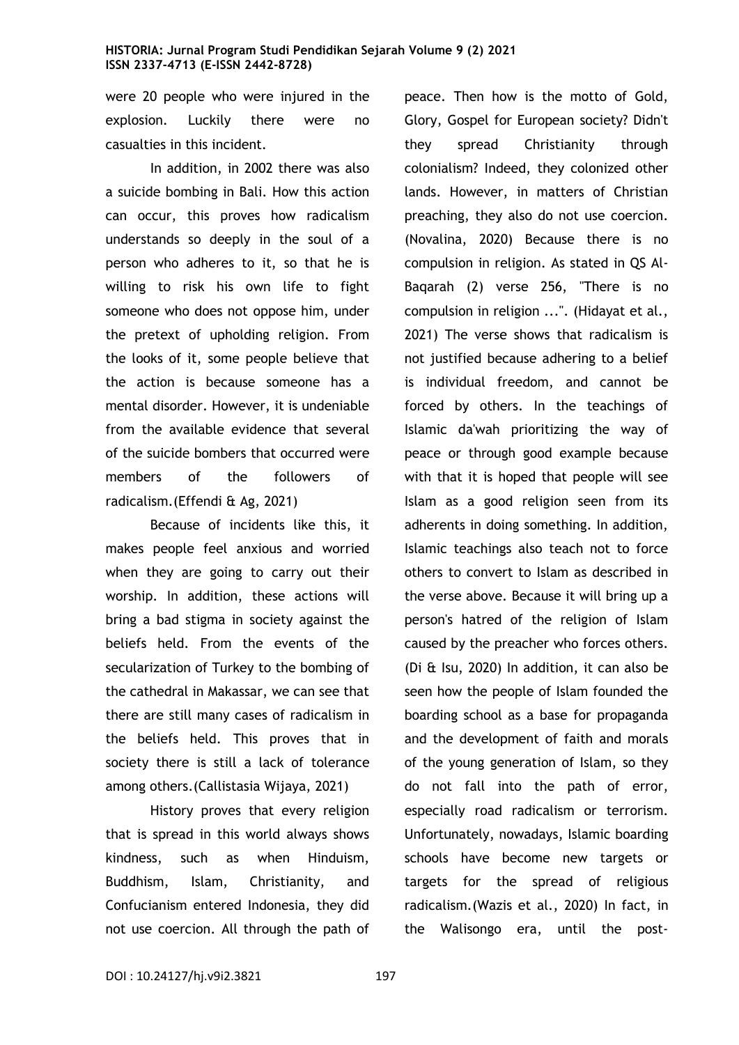were 20 people who were injured in the explosion. Luckily there were no casualties in this incident.

In addition, in 2002 there was also a suicide bombing in Bali. How this action can occur, this proves how radicalism understands so deeply in the soul of a person who adheres to it, so that he is willing to risk his own life to fight someone who does not oppose him, under the pretext of upholding religion. From the looks of it, some people believe that the action is because someone has a mental disorder. However, it is undeniable from the available evidence that several of the suicide bombers that occurred were members of the followers of radicalism.(Effendi & Ag, 2021)

Because of incidents like this, it makes people feel anxious and worried when they are going to carry out their worship. In addition, these actions will bring a bad stigma in society against the beliefs held. From the events of the secularization of Turkey to the bombing of the cathedral in Makassar, we can see that there are still many cases of radicalism in the beliefs held. This proves that in society there is still a lack of tolerance among others.(Callistasia Wijaya, 2021)

History proves that every religion that is spread in this world always shows kindness, such as when Hinduism, Buddhism, Islam, Christianity, and Confucianism entered Indonesia, they did not use coercion. All through the path of peace. Then how is the motto of Gold, Glory, Gospel for European society? Didn't they spread Christianity through colonialism? Indeed, they colonized other lands. However, in matters of Christian preaching, they also do not use coercion. (Novalina, 2020) Because there is no compulsion in religion. As stated in QS Al-Baqarah (2) verse 256, "There is no compulsion in religion ...". (Hidayat et al., 2021) The verse shows that radicalism is not justified because adhering to a belief is individual freedom, and cannot be forced by others. In the teachings of Islamic da'wah prioritizing the way of peace or through good example because with that it is hoped that people will see Islam as a good religion seen from its adherents in doing something. In addition, Islamic teachings also teach not to force others to convert to Islam as described in the verse above. Because it will bring up a person's hatred of the religion of Islam caused by the preacher who forces others. (Di & Isu, 2020) In addition, it can also be seen how the people of Islam founded the boarding school as a base for propaganda and the development of faith and morals of the young generation of Islam, so they do not fall into the path of error, especially road radicalism or terrorism. Unfortunately, nowadays, Islamic boarding schools have become new targets or targets for the spread of religious radicalism.(Wazis et al., 2020) In fact, in the Walisongo era, until the post-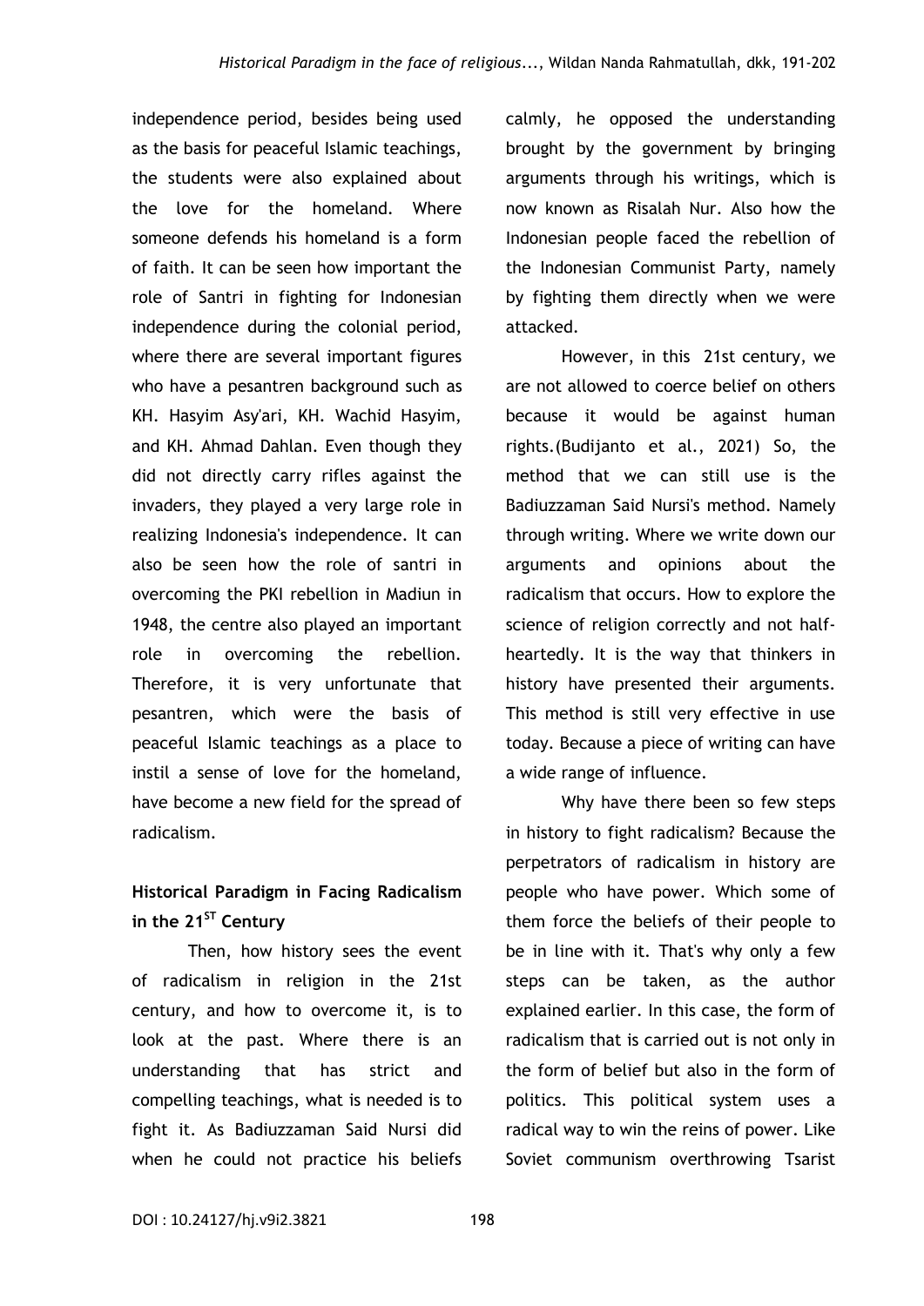independence period, besides being used as the basis for peaceful Islamic teachings, the students were also explained about the love for the homeland. Where someone defends his homeland is a form of faith. It can be seen how important the role of Santri in fighting for Indonesian independence during the colonial period, where there are several important figures who have a pesantren background such as KH. Hasyim Asy'ari, KH. Wachid Hasyim, and KH. Ahmad Dahlan. Even though they did not directly carry rifles against the invaders, they played a very large role in realizing Indonesia's independence. It can also be seen how the role of santri in overcoming the PKI rebellion in Madiun in 1948, the centre also played an important role in overcoming the rebellion. Therefore, it is very unfortunate that pesantren, which were the basis of peaceful Islamic teachings as a place to instil a sense of love for the homeland, have become a new field for the spread of radicalism.

## Historical Paradigm in Facing Radicalism in the 21[ST] Century

Then, how history sees the event of radicalism in religion in the 21st century, and how to overcome it, is to look at the past. Where there is an understanding that has strict and compelling teachings, what is needed is to fight it. As Badiuzzaman Said Nursi did when he could not practice his beliefs calmly, he opposed the understanding brought by the government by bringing arguments through his writings, which is now known as Risalah Nur. Also how the Indonesian people faced the rebellion of the Indonesian Communist Party, namely by fighting them directly when we were attacked.

However, in this 21st century, we are not allowed to coerce belief on others because it would be against human rights.(Budijanto et al., 2021) So, the method that we can still use is the Badiuzzaman Said Nursi's method. Namely through writing. Where we write down our arguments and opinions about the radicalism that occurs. How to explore the science of religion correctly and not half-heartedly. It is the way that thinkers in history have presented their arguments. This method is still very effective in use today. Because a piece of writing can have a wide range of influence.

Why have there been so few steps in history to fight radicalism? Because the perpetrators of radicalism in history are people who have power. Which some of them force the beliefs of their people to be in line with it. That's why only a few steps can be taken, as the author explained earlier. In this case, the form of radicalism that is carried out is not only in the form of belief but also in the form of politics. This political system uses a radical way to win the reins of power. Like Soviet communism overthrowing Tsarist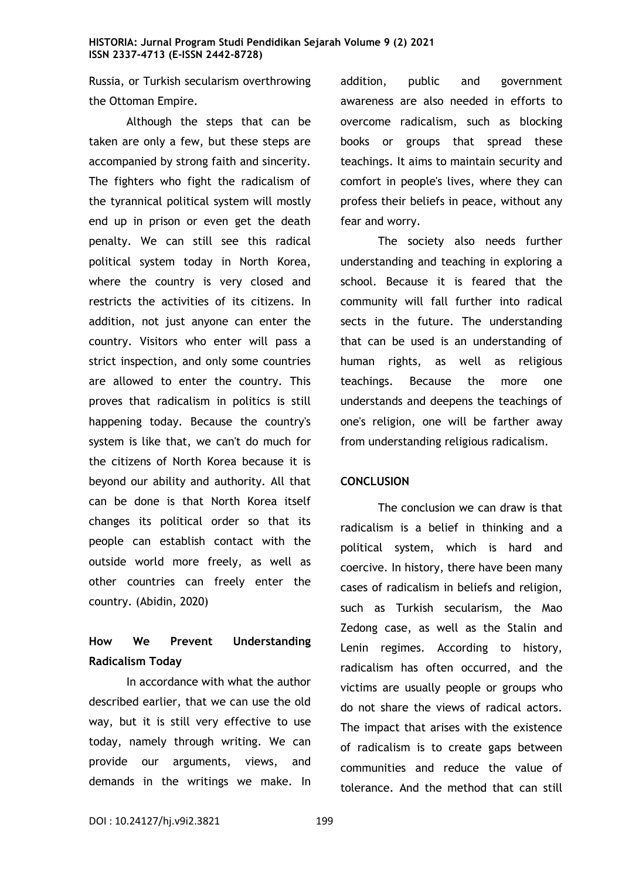Russia, or Turkish secularism overthrowing the Ottoman Empire.

Although the steps that can be taken are only a few, but these steps are accompanied by strong faith and sincerity. The fighters who fight the radicalism of the tyrannical political system will mostly end up in prison or even get the death penalty. We can still see this radical political system today in North Korea, where the country is very closed and restricts the activities of its citizens. In addition, not just anyone can enter the country. Visitors who enter will pass a strict inspection, and only some countries are allowed to enter the country. This proves that radicalism in politics is still happening today. Because the country's system is like that, we can't do much for the citizens of North Korea because it is beyond our ability and authority. All that can be done is that North Korea itself changes its political order so that its people can establish contact with the outside world more freely, as well as other countries can freely enter the country. (Abidin, 2020)

## How We Prevent Understanding Radicalism Today

In accordance with what the author described earlier, that we can use the old way, but it is still very effective to use today, namely through writing. We can provide our arguments, views, and demands in the writings we make. In addition, public and government awareness are also needed in efforts to overcome radicalism, such as blocking books or groups that spread these teachings. It aims to maintain security and comfort in people's lives, where they can profess their beliefs in peace, without any fear and worry.

The society also needs further understanding and teaching in exploring a school. Because it is feared that the community will fall further into radical sects in the future. The understanding that can be used is an understanding of human rights, as well as religious teachings. Because the more one understands and deepens the teachings of one's religion, one will be farther away from understanding religious radicalism.

## CONCLUSION

The conclusion we can draw is that radicalism is a belief in thinking and a political system, which is hard and coercive. In history, there have been many cases of radicalism in beliefs and religion, such as Turkish secularism, the Mao Zedong case, as well as the Stalin and Lenin regimes. According to history, radicalism has often occurred, and the victims are usually people or groups who do not share the views of radical actors. The impact that arises with the existence of radicalism is to create gaps between communities and reduce the value of tolerance. And the method that can still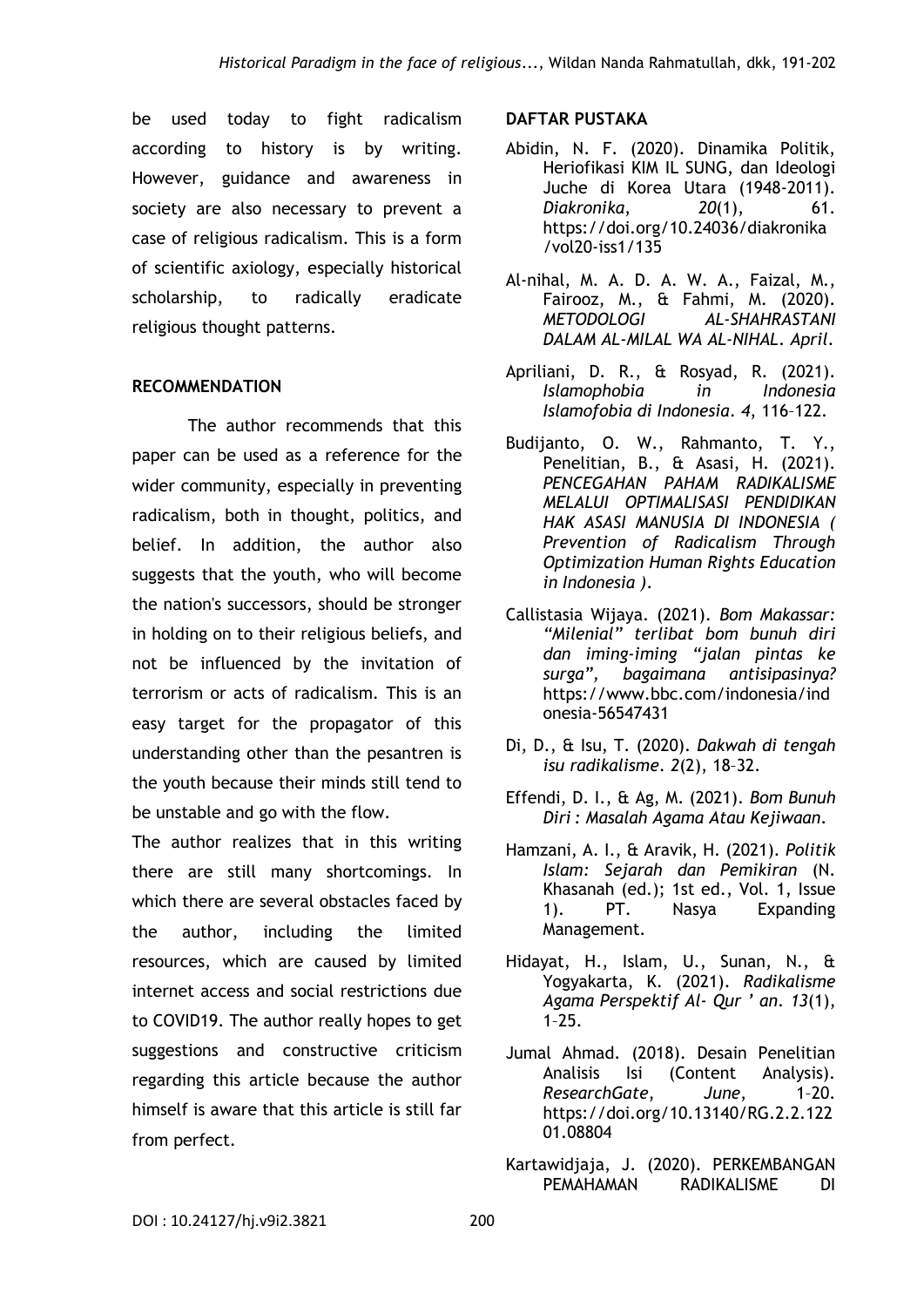be used today to fight radicalism according to history is by writing. However, guidance and awareness in society are also necessary to prevent a case of religious radicalism. This is a form of scientific axiology, especially historical scholarship, to radically eradicate religious thought patterns.

## RECOMMENDATION

The author recommends that this paper can be used as a reference for the wider community, especially in preventing radicalism, both in thought, politics, and belief. In addition, the author also suggests that the youth, who will become the nation's successors, should be stronger in holding on to their religious beliefs, and not be influenced by the invitation of terrorism or acts of radicalism. This is an easy target for the propagator of this understanding other than the pesantren is the youth because their minds still tend to be unstable and go with the flow.

The author realizes that in this writing there are still many shortcomings. In which there are several obstacles faced by the author, including the limited resources, which are caused by limited internet access and social restrictions due to COVID19. The author really hopes to get suggestions and constructive criticism regarding this article because the author himself is aware that this article is still far from perfect.

## DAFTAR PUSTAKA

Abidin, N. F. (2020). Dinamika Politik, Heriofikasi KIM IL SUNG, dan Ideologi Juche di Korea Utara (1948-2011). *Diakronika*, *20*(1), 61. https://doi.org/10.24036/diakronika/vol20-iss1/135

Al-nihal, M. A. D. A. W. A., Faizal, M., Fairooz, M., & Fahmi, M. (2020). *METODOLOGI AL-SHAHRASTANI DALAM AL-MILAL WA AL-NIHAL*. *April*.

Apriliani, D. R., & Rosyad, R. (2021). *Islamophobia in Indonesia Islamofobia di Indonesia*. *4*, 116–122.

Budijanto, O. W., Rahmanto, T. Y., Penelitian, B., & Asasi, H. (2021). *PENCEGAHAN PAHAM RADIKALISME MELALUI OPTIMALISASI PENDIDIKAN HAK ASASI MANUSIA DI INDONESIA ( Prevention of Radicalism Through Optimization Human Rights Education in Indonesia )*.

Callistasia Wijaya. (2021). *Bom Makassar: "Milenial" terlibat bom bunuh diri dan iming-iming "jalan pintas ke surga", bagaimana antisipasinya?* https://www.bbc.com/indonesia/indonesia-56547431

Di, D., & Isu, T. (2020). *Dakwah di tengah isu radikalisme*. *2*(2), 18–32.

Effendi, D. I., & Ag, M. (2021). *Bom Bunuh Diri : Masalah Agama Atau Kejiwaan*.

Hamzani, A. I., & Aravik, H. (2021). *Politik Islam: Sejarah dan Pemikiran* (N. Khasanah (ed.); 1st ed., Vol. 1, Issue 1). PT. Nasya Expanding Management.

Hidayat, H., Islam, U., Sunan, N., & Yogyakarta, K. (2021). *Radikalisme Agama Perspektif Al- Qur ' an*. *13*(1), 1–25.

Jumal Ahmad. (2018). Desain Penelitian Analisis Isi (Content Analysis). *ResearchGate*, *June*, 1–20. https://doi.org/10.13140/RG.2.2.12201.08804

Kartawidjaja, J. (2020). PERKEMBANGAN PEMAHAMAN RADIKALISME DI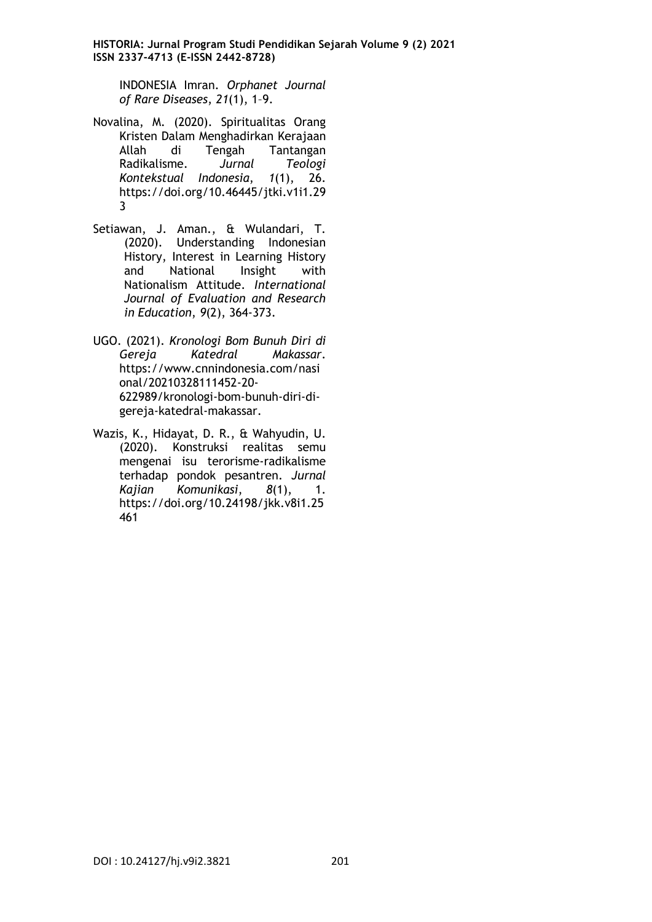INDONESIA Imran. *Orphanet Journal of Rare Diseases*, *21*(1), 1–9.

Novalina, M. (2020). Spiritualitas Orang Kristen Dalam Menghadirkan Kerajaan Allah di Tengah Tantangan Radikalisme. *Jurnal Teologi Kontekstual Indonesia*, *1*(1), 26. https://doi.org/10.46445/jtki.v1i1.293

Setiawan, J. Aman., & Wulandari, T. (2020). Understanding Indonesian History, Interest in Learning History and National Insight with Nationalism Attitude. *International Journal of Evaluation and Research in Education*, *9*(2), 364-373.

UGO. (2021). *Kronologi Bom Bunuh Diri di Gereja Katedral Makassar*. https://www.cnnindonesia.com/nasional/20210328111452-20-622989/kronologi-bom-bunuh-diri-di-gereja-katedral-makassar.

Wazis, K., Hidayat, D. R., & Wahyudin, U. (2020). Konstruksi realitas semu mengenai isu terorisme-radikalisme terhadap pondok pesantren. *Jurnal Kajian Komunikasi*, *8*(1), 1. https://doi.org/10.24198/jkk.v8i1.25461